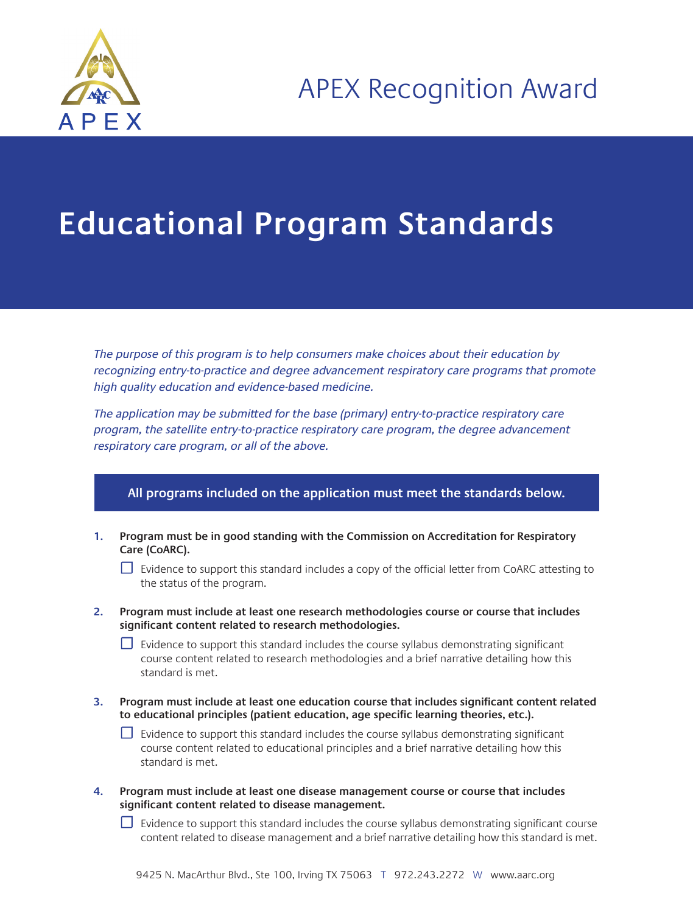APEX

# APEX Recognition Award

# Educational Program Standards

*The purpose of this program is to help consumers make choices about their education by recognizing entry-to-practice and degree advancement respiratory care programs that promote high quality education and evidence-based medicine.*

*The application may be submitted for the base (primary) entry-to-practice respiratory care program, the satellite entry-to-practice respiratory care program, the degree advancement respiratory care program, or all of the above.*

**All programs included on the application must meet the standards below.**

1. **Program must be in good standing with the Commission on Accreditation for Respiratory Care (CoARC).**
   - ☐ Evidence to support this standard includes a copy of the official letter from CoARC attesting to the status of the program.

2. **Program must include at least one research methodologies course or course that includes significant content related to research methodologies.**
   - ☐ Evidence to support this standard includes the course syllabus demonstrating significant course content related to research methodologies and a brief narrative detailing how this standard is met.

3. **Program must include at least one education course that includes significant content related to educational principles (patient education, age specific learning theories, etc.).**
   - ☐ Evidence to support this standard includes the course syllabus demonstrating significant course content related to educational principles and a brief narrative detailing how this standard is met.

4. **Program must include at least one disease management course or course that includes significant content related to disease management.**
   - ☐ Evidence to support this standard includes the course syllabus demonstrating significant course content related to disease management and a brief narrative detailing how this standard is met.

9425 N. MacArthur Blvd., Ste 100, Irving TX 75063 T 972.243.2272 W www.aarc.org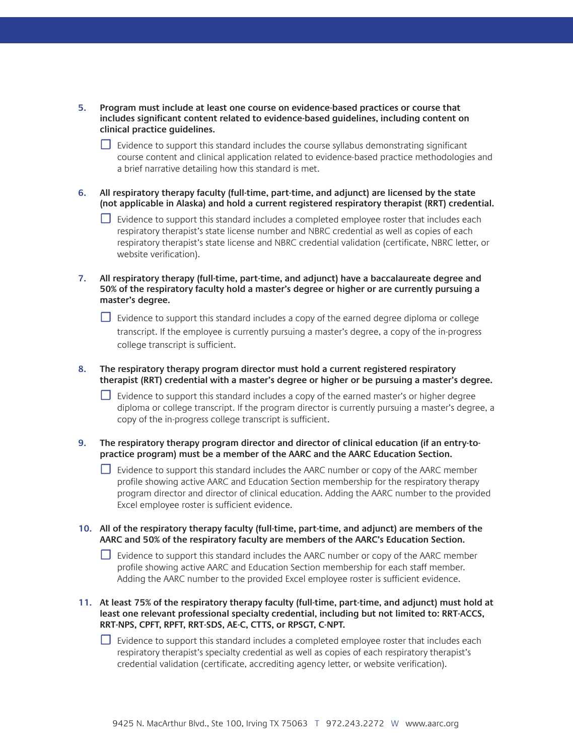5. **Program must include at least one course on evidence-based practices or course that includes significant content related to evidence-based guidelines, including content on clinical practice guidelines.**

   - [ ] Evidence to support this standard includes the course syllabus demonstrating significant course content and clinical application related to evidence-based practice methodologies and a brief narrative detailing how this standard is met.

6. **All respiratory therapy faculty (full-time, part-time, and adjunct) are licensed by the state (not applicable in Alaska) and hold a current registered respiratory therapist (RRT) credential.**

   - [ ] Evidence to support this standard includes a completed employee roster that includes each respiratory therapist's state license number and NBRC credential as well as copies of each respiratory therapist's state license and NBRC credential validation (certificate, NBRC letter, or website verification).

7. **All respiratory therapy (full-time, part-time, and adjunct) have a baccalaureate degree and 50% of the respiratory faculty hold a master's degree or higher or are currently pursuing a master's degree.**

   - [ ] Evidence to support this standard includes a copy of the earned degree diploma or college transcript. If the employee is currently pursuing a master's degree, a copy of the in-progress college transcript is sufficient.

8. **The respiratory therapy program director must hold a current registered respiratory therapist (RRT) credential with a master's degree or higher or be pursuing a master's degree.**

   - [ ] Evidence to support this standard includes a copy of the earned master's or higher degree diploma or college transcript. If the program director is currently pursuing a master's degree, a copy of the in-progress college transcript is sufficient.

9. **The respiratory therapy program director and director of clinical education (if an entry-to-practice program) must be a member of the AARC and the AARC Education Section.**

   - [ ] Evidence to support this standard includes the AARC number or copy of the AARC member profile showing active AARC and Education Section membership for the respiratory therapy program director and director of clinical education. Adding the AARC number to the provided Excel employee roster is sufficient evidence.

10. **All of the respiratory therapy faculty (full-time, part-time, and adjunct) are members of the AARC and 50% of the respiratory faculty are members of the AARC's Education Section.**

    - [ ] Evidence to support this standard includes the AARC number or copy of the AARC member profile showing active AARC and Education Section membership for each staff member. Adding the AARC number to the provided Excel employee roster is sufficient evidence.

11. **At least 75% of the respiratory therapy faculty (full-time, part-time, and adjunct) must hold at least one relevant professional specialty credential, including but not limited to: RRT-ACCS, RRT-NPS, CPFT, RPFT, RRT-SDS, AE-C, CTTS, or RPSGT, C-NPT.**

    - [ ] Evidence to support this standard includes a completed employee roster that includes each respiratory therapist's specialty credential as well as copies of each respiratory therapist's credential validation (certificate, accrediting agency letter, or website verification).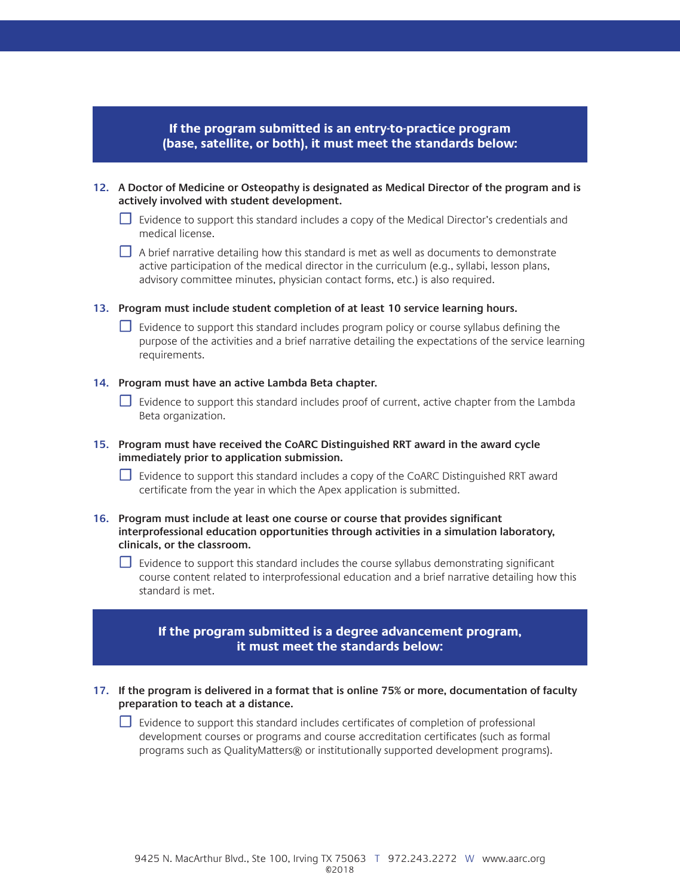## If the program submitted is an entry-to-practice program (base, satellite, or both), it must meet the standards below:

**12. A Doctor of Medicine or Osteopathy is designated as Medical Director of the program and is actively involved with student development.**

- ☐ Evidence to support this standard includes a copy of the Medical Director's credentials and medical license.
- ☐ A brief narrative detailing how this standard is met as well as documents to demonstrate active participation of the medical director in the curriculum (e.g., syllabi, lesson plans, advisory committee minutes, physician contact forms, etc.) is also required.

**13. Program must include student completion of at least 10 service learning hours.**

- ☐ Evidence to support this standard includes program policy or course syllabus defining the purpose of the activities and a brief narrative detailing the expectations of the service learning requirements.

**14. Program must have an active Lambda Beta chapter.**

- ☐ Evidence to support this standard includes proof of current, active chapter from the Lambda Beta organization.

**15. Program must have received the CoARC Distinguished RRT award in the award cycle immediately prior to application submission.**

- ☐ Evidence to support this standard includes a copy of the CoARC Distinguished RRT award certificate from the year in which the Apex application is submitted.

**16. Program must include at least one course or course that provides significant interprofessional education opportunities through activities in a simulation laboratory, clinicals, or the classroom.**

- ☐ Evidence to support this standard includes the course syllabus demonstrating significant course content related to interprofessional education and a brief narrative detailing how this standard is met.

## If the program submitted is a degree advancement program, it must meet the standards below:

**17. If the program is delivered in a format that is online 75% or more, documentation of faculty preparation to teach at a distance.**

- ☐ Evidence to support this standard includes certificates of completion of professional development courses or programs and course accreditation certificates (such as formal programs such as QualityMatters® or institutionally supported development programs).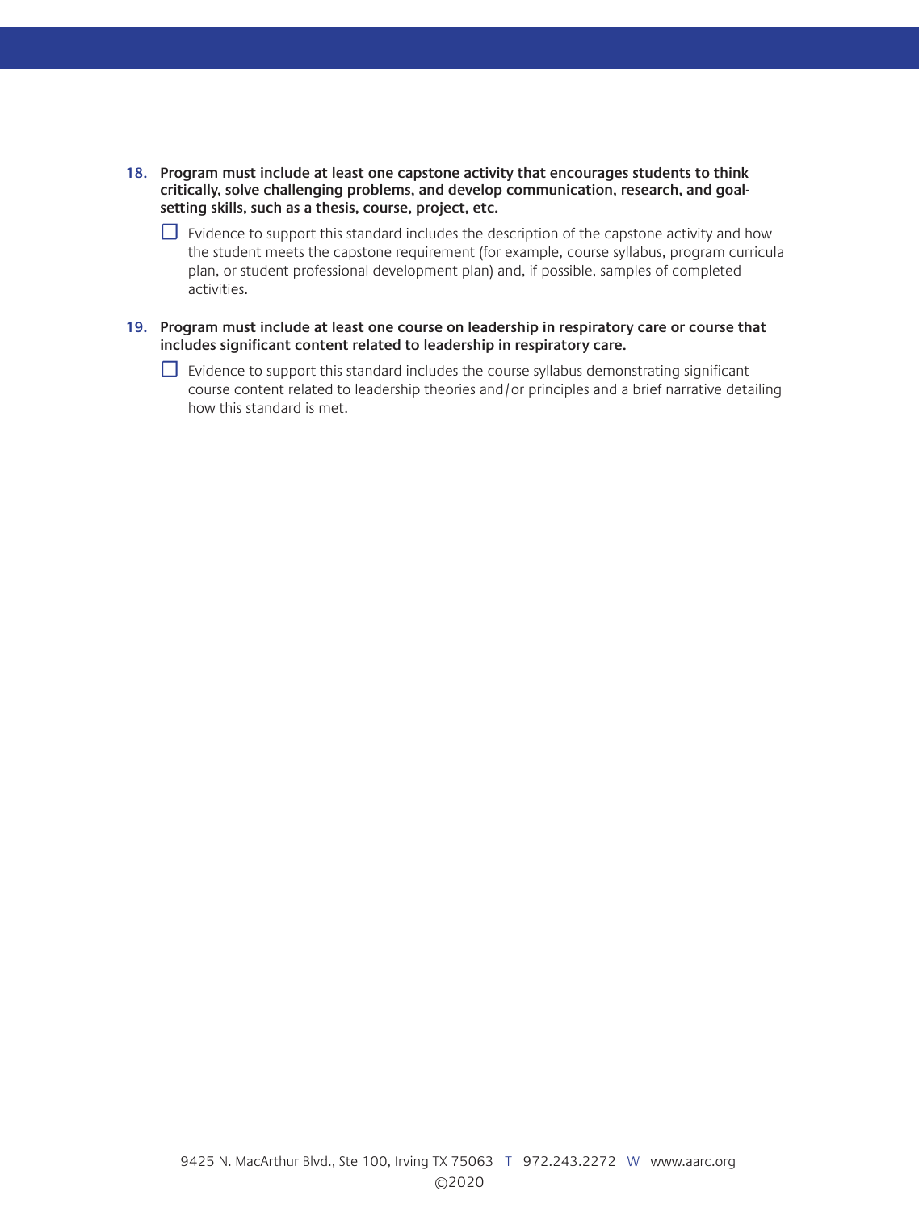18. **Program must include at least one capstone activity that encourages students to think critically, solve challenging problems, and develop communication, research, and goal-setting skills, such as a thesis, course, project, etc.**

    - [ ] Evidence to support this standard includes the description of the capstone activity and how the student meets the capstone requirement (for example, course syllabus, program curricula plan, or student professional development plan) and, if possible, samples of completed activities.

19. **Program must include at least one course on leadership in respiratory care or course that includes significant content related to leadership in respiratory care.**

    - [ ] Evidence to support this standard includes the course syllabus demonstrating significant course content related to leadership theories and/or principles and a brief narrative detailing how this standard is met.

9425 N. MacArthur Blvd., Ste 100, Irving TX 75063 T 972.243.2272 W www.aarc.org

©2020